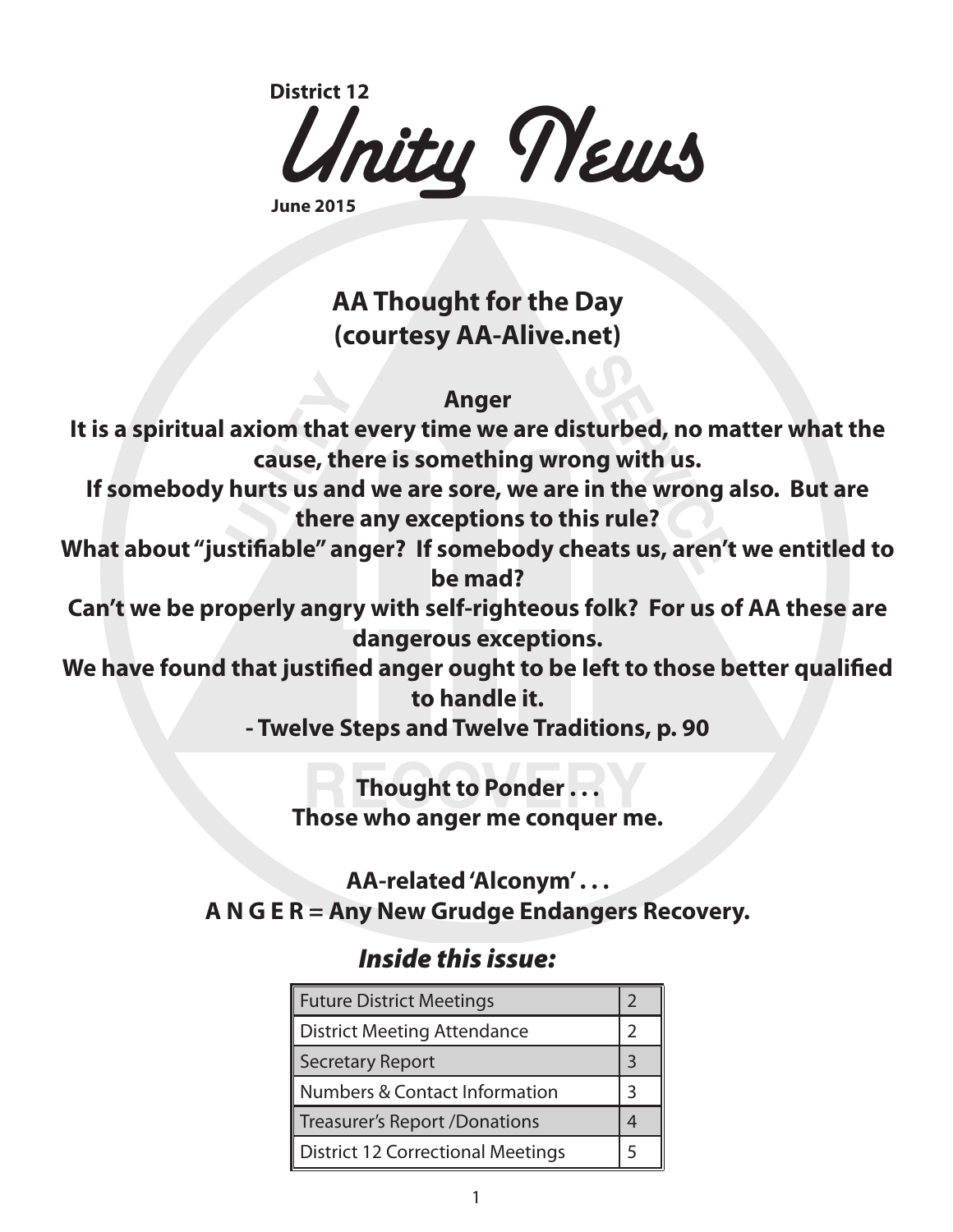District 12

# Unity News

June 2015

## AA Thought for the Day (courtesy AA-Alive.net)

**Anger**

**It is a spiritual axiom that every time we are disturbed, no matter what the cause, there is something wrong with us.**

**If somebody hurts us and we are sore, we are in the wrong also. But are there any exceptions to this rule?**

**What about "justifiable" anger? If somebody cheats us, aren't we entitled to be mad?**

**Can't we be properly angry with self-righteous folk? For us of AA these are dangerous exceptions.**

**We have found that justified anger ought to be left to those better qualified to handle it.**

**- Twelve Steps and Twelve Traditions, p. 90**

**Thought to Ponder . . .**
**Those who anger me conquer me.**

**AA-related 'Alconym' . . .**
**A N G E R = Any New Grudge Endangers Recovery.**

### *Inside this issue:*

| Section | Page |
|---|---|
| Future District Meetings | 2 |
| District Meeting Attendance | 2 |
| Secretary Report | 3 |
| Numbers & Contact Information | 3 |
| Treasurer's Report /Donations | 4 |
| District 12 Correctional Meetings | 5 |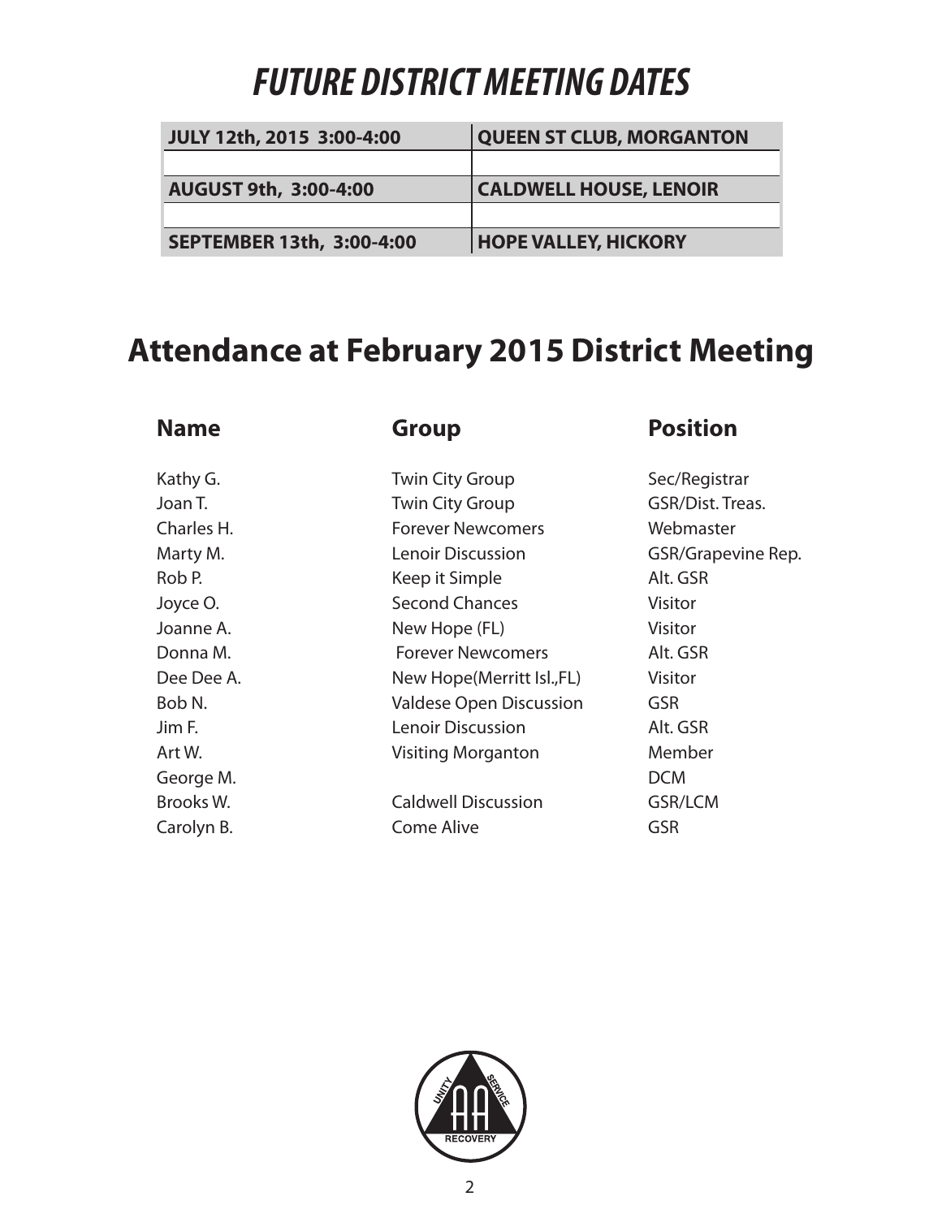# FUTURE DISTRICT MEETING DATES

| | |
|---|---|
| JULY 12th, 2015 3:00-4:00 | QUEEN ST CLUB, MORGANTON |
| | |
| AUGUST 9th, 3:00-4:00 | CALDWELL HOUSE, LENOIR |
| | |
| SEPTEMBER 13th, 3:00-4:00 | HOPE VALLEY, HICKORY |

## Attendance at February 2015 District Meeting

| Name | Group | Position |
|---|---|---|
| Kathy G. | Twin City Group | Sec/Registrar |
| Joan T. | Twin City Group | GSR/Dist. Treas. |
| Charles H. | Forever Newcomers | Webmaster |
| Marty M. | Lenoir Discussion | GSR/Grapevine Rep. |
| Rob P. | Keep it Simple | Alt. GSR |
| Joyce O. | Second Chances | Visitor |
| Joanne A. | New Hope (FL) | Visitor |
| Donna M. | Forever Newcomers | Alt. GSR |
| Dee Dee A. | New Hope(Merritt Isl.,FL) | Visitor |
| Bob N. | Valdese Open Discussion | GSR |
| Jim F. | Lenoir Discussion | Alt. GSR |
| Art W. | Visiting Morganton | Member |
| George M. | | DCM |
| Brooks W. | Caldwell Discussion | GSR/LCM |
| Carolyn B. | Come Alive | GSR |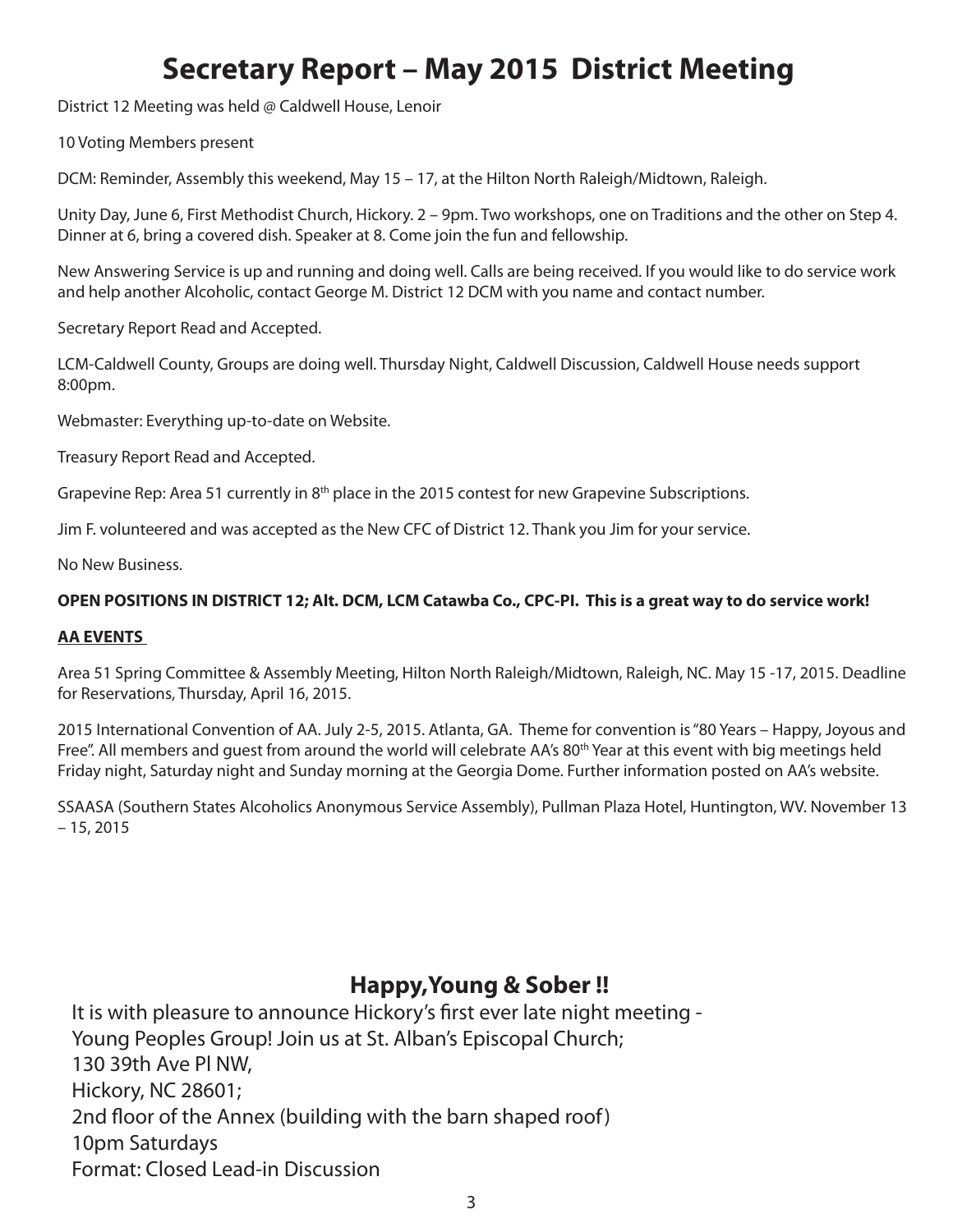# Secretary Report – May 2015 District Meeting

District 12 Meeting was held @ Caldwell House, Lenoir

10 Voting Members present

DCM: Reminder, Assembly this weekend, May 15 – 17, at the Hilton North Raleigh/Midtown, Raleigh.

Unity Day, June 6, First Methodist Church, Hickory. 2 – 9pm. Two workshops, one on Traditions and the other on Step 4. Dinner at 6, bring a covered dish. Speaker at 8. Come join the fun and fellowship.

New Answering Service is up and running and doing well. Calls are being received. If you would like to do service work and help another Alcoholic, contact George M. District 12 DCM with you name and contact number.

Secretary Report Read and Accepted.

LCM-Caldwell County, Groups are doing well. Thursday Night, Caldwell Discussion, Caldwell House needs support 8:00pm.

Webmaster: Everything up-to-date on Website.

Treasury Report Read and Accepted.

Grapevine Rep: Area 51 currently in 8th place in the 2015 contest for new Grapevine Subscriptions.

Jim F. volunteered and was accepted as the New CFC of District 12. Thank you Jim for your service.

No New Business.

**OPEN POSITIONS IN DISTRICT 12; Alt. DCM, LCM Catawba Co., CPC-PI. This is a great way to do service work!**

**AA EVENTS**

Area 51 Spring Committee & Assembly Meeting, Hilton North Raleigh/Midtown, Raleigh, NC. May 15 -17, 2015. Deadline for Reservations, Thursday, April 16, 2015.

2015 International Convention of AA. July 2-5, 2015. Atlanta, GA. Theme for convention is "80 Years – Happy, Joyous and Free". All members and guest from around the world will celebrate AA's 80th Year at this event with big meetings held Friday night, Saturday night and Sunday morning at the Georgia Dome. Further information posted on AA's website.

SSAASA (Southern States Alcoholics Anonymous Service Assembly), Pullman Plaza Hotel, Huntington, WV. November 13 – 15, 2015

## Happy, Young & Sober !!

It is with pleasure to announce Hickory's first ever late night meeting -
Young Peoples Group! Join us at St. Alban's Episcopal Church;
130 39th Ave Pl NW,
Hickory, NC 28601;
2nd floor of the Annex (building with the barn shaped roof)
10pm Saturdays
Format: Closed Lead-in Discussion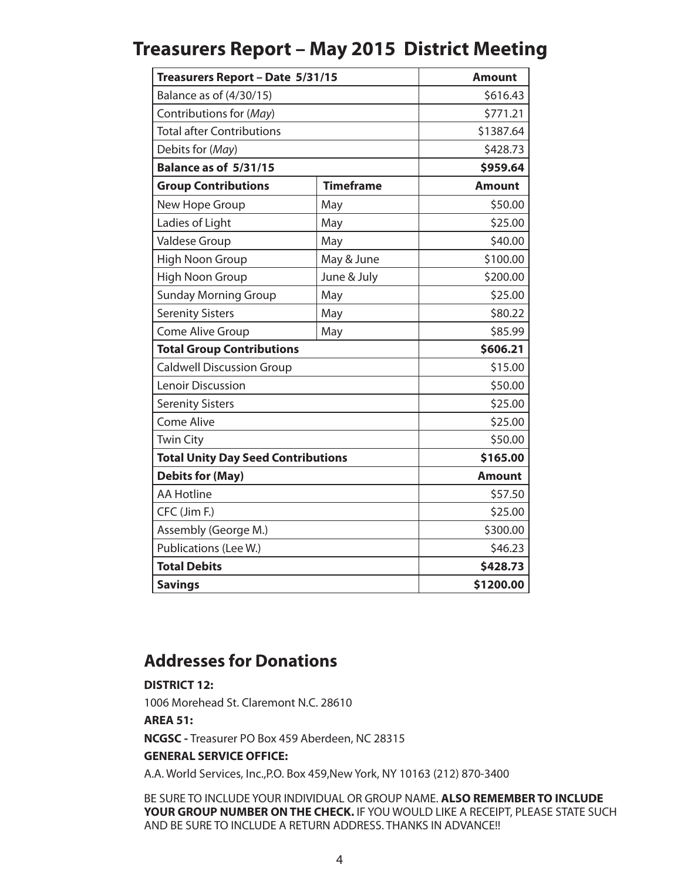# Treasurers Report – May 2015 District Meeting

| **Treasurers Report – Date 5/31/15** | | **Amount** |
|---|---|---|
| Balance as of (4/30/15) | | $616.43 |
| Contributions for (*May*) | | $771.21 |
| Total after Contributions | | $1387.64 |
| Debits for (*May*) | | $428.73 |
| **Balance as of 5/31/15** | | **$959.64** |
| **Group Contributions** | **Timeframe** | **Amount** |
| New Hope Group | May | $50.00 |
| Ladies of Light | May | $25.00 |
| Valdese Group | May | $40.00 |
| High Noon Group | May & June | $100.00 |
| High Noon Group | June & July | $200.00 |
| Sunday Morning Group | May | $25.00 |
| Serenity Sisters | May | $80.22 |
| Come Alive Group | May | $85.99 |
| **Total Group Contributions** | | **$606.21** |
| Caldwell Discussion Group | | $15.00 |
| Lenoir Discussion | | $50.00 |
| Serenity Sisters | | $25.00 |
| Come Alive | | $25.00 |
| Twin City | | $50.00 |
| **Total Unity Day Seed Contributions** | | **$165.00** |
| **Debits for (May)** | | **Amount** |
| AA Hotline | | $57.50 |
| CFC (Jim F.) | | $25.00 |
| Assembly (George M.) | | $300.00 |
| Publications (Lee W.) | | $46.23 |
| **Total Debits** | | **$428.73** |
| **Savings** | | **$1200.00** |

## Addresses for Donations

**DISTRICT 12:**

1006 Morehead St. Claremont N.C. 28610

**AREA 51:**

**NCGSC -** Treasurer PO Box 459 Aberdeen, NC 28315

**GENERAL SERVICE OFFICE:**

A.A. World Services, Inc.,P.O. Box 459,New York, NY 10163 (212) 870-3400

BE SURE TO INCLUDE YOUR INDIVIDUAL OR GROUP NAME. **ALSO REMEMBER TO INCLUDE YOUR GROUP NUMBER ON THE CHECK.** IF YOU WOULD LIKE A RECEIPT, PLEASE STATE SUCH AND BE SURE TO INCLUDE A RETURN ADDRESS. THANKS IN ADVANCE!!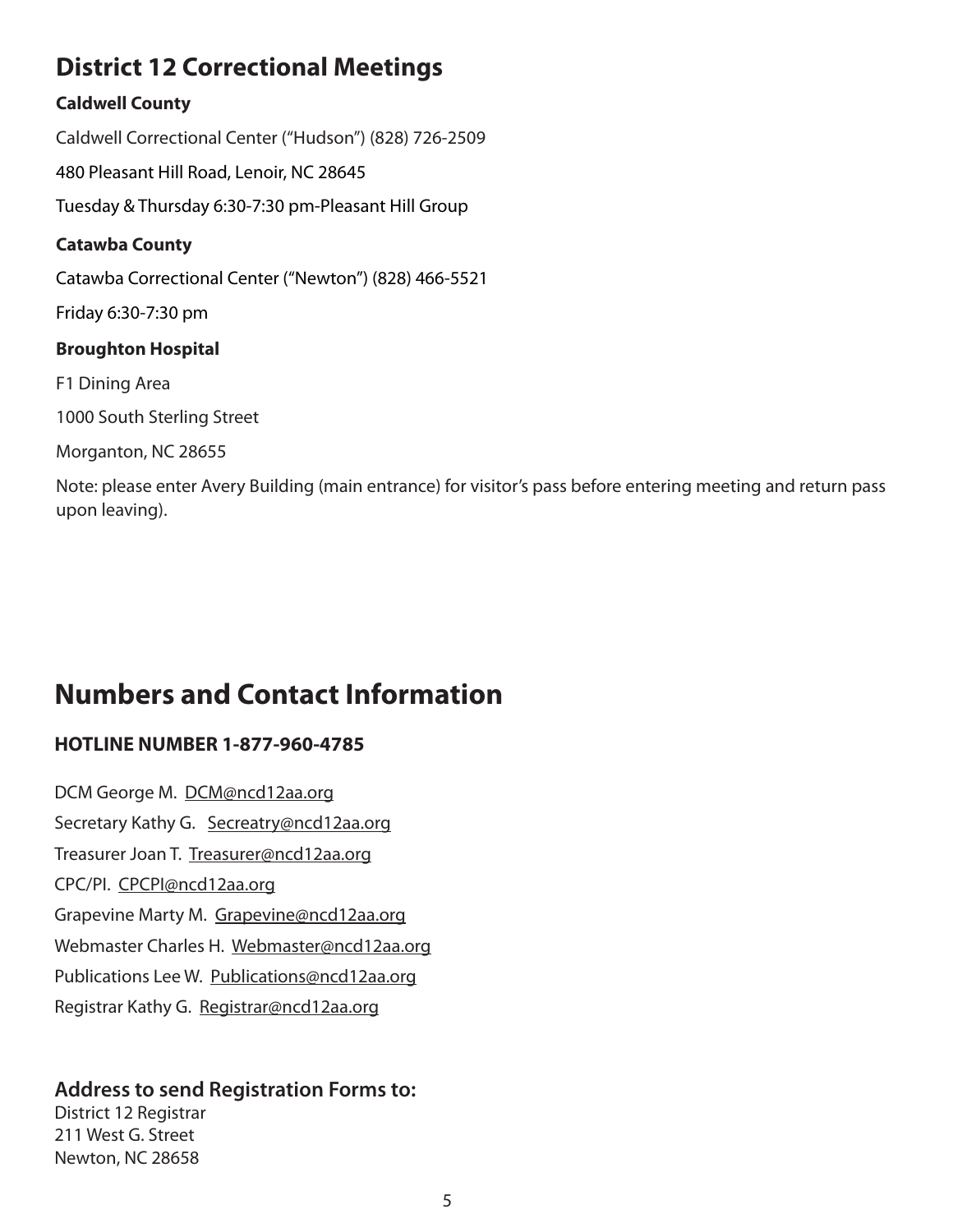## District 12 Correctional Meetings

**Caldwell County**

Caldwell Correctional Center ("Hudson") (828) 726-2509

480 Pleasant Hill Road, Lenoir, NC 28645

Tuesday & Thursday 6:30-7:30 pm-Pleasant Hill Group

**Catawba County**

Catawba Correctional Center ("Newton") (828) 466-5521

Friday 6:30-7:30 pm

**Broughton Hospital**

F1 Dining Area

1000 South Sterling Street

Morganton, NC 28655

Note: please enter Avery Building (main entrance) for visitor's pass before entering meeting and return pass upon leaving).

## Numbers and Contact Information

**HOTLINE NUMBER 1-877-960-4785**

DCM George M. DCM@ncd12aa.org

Secretary Kathy G. Secreatry@ncd12aa.org

Treasurer Joan T. Treasurer@ncd12aa.org

CPC/PI. CPCPI@ncd12aa.org

Grapevine Marty M. Grapevine@ncd12aa.org

Webmaster Charles H. Webmaster@ncd12aa.org

Publications Lee W. Publications@ncd12aa.org

Registrar Kathy G. Registrar@ncd12aa.org

### Address to send Registration Forms to:

District 12 Registrar
211 West G. Street
Newton, NC 28658